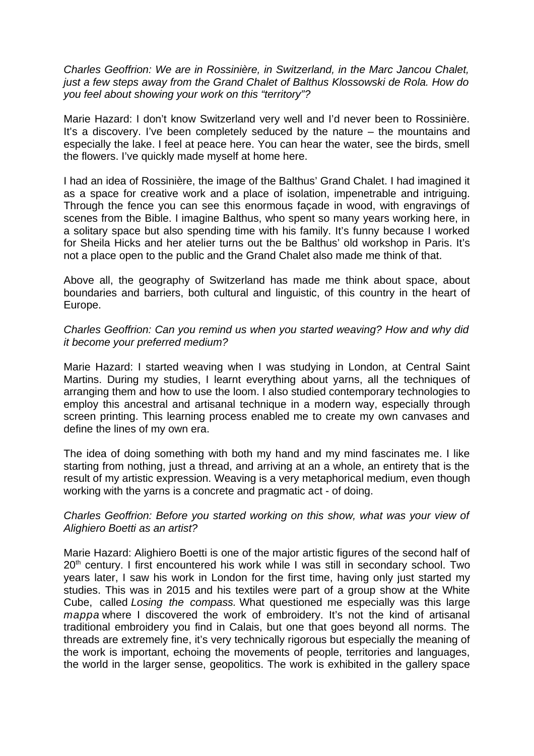*Charles Geoffrion: We are in Rossinière, in Switzerland, in the Marc Jancou Chalet, just a few steps away from the Grand Chalet of Balthus Klossowski de Rola. How do you feel about showing your work on this "territory"?*

Marie Hazard: I don't know Switzerland very well and I'd never been to Rossinière. It's a discovery. I've been completely seduced by the nature – the mountains and especially the lake. I feel at peace here. You can hear the water, see the birds, smell the flowers. I've quickly made myself at home here.

I had an idea of Rossinière, the image of the Balthus' Grand Chalet. I had imagined it as a space for creative work and a place of isolation, impenetrable and intriguing. Through the fence you can see this enormous façade in wood, with engravings of scenes from the Bible. I imagine Balthus, who spent so many years working here, in a solitary space but also spending time with his family. It's funny because I worked for Sheila Hicks and her atelier turns out the be Balthus' old workshop in Paris. It's not a place open to the public and the Grand Chalet also made me think of that.

Above all, the geography of Switzerland has made me think about space, about boundaries and barriers, both cultural and linguistic, of this country in the heart of Europe.

*Charles Geoffrion: Can you remind us when you started weaving? How and why did it become your preferred medium?*

Marie Hazard: I started weaving when I was studying in London, at Central Saint Martins. During my studies, I learnt everything about yarns, all the techniques of arranging them and how to use the loom. I also studied contemporary technologies to employ this ancestral and artisanal technique in a modern way, especially through screen printing. This learning process enabled me to create my own canvases and define the lines of my own era.

The idea of doing something with both my hand and my mind fascinates me. I like starting from nothing, just a thread, and arriving at an a whole, an entirety that is the result of my artistic expression. Weaving is a very metaphorical medium, even though working with the yarns is a concrete and pragmatic act - of doing.

*Charles Geoffrion: Before you started working on this show, what was your view of Alighiero Boetti as an artist?*

Marie Hazard: Alighiero Boetti is one of the major artistic figures of the second half of 20th century. I first encountered his work while I was still in secondary school. Two years later, I saw his work in London for the first time, having only just started my studies. This was in 2015 and his textiles were part of a group show at the White Cube, called *Losing the compass.* What questioned me especially was this large *mappa* where I discovered the work of embroidery. It's not the kind of artisanal traditional embroidery you find in Calais, but one that goes beyond all norms. The threads are extremely fine, it's very technically rigorous but especially the meaning of the work is important, echoing the movements of people, territories and languages, the world in the larger sense, geopolitics. The work is exhibited in the gallery space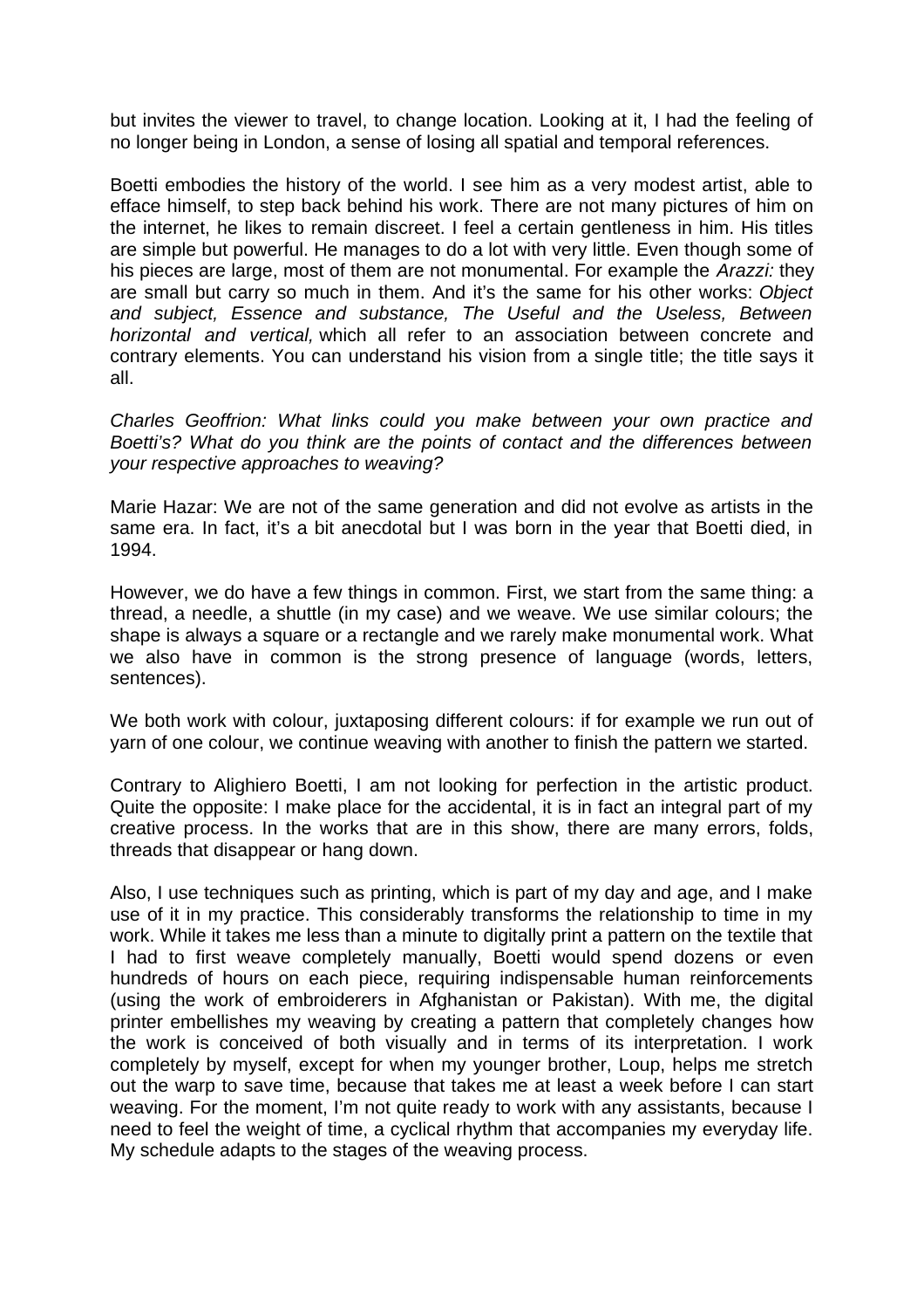but invites the viewer to travel, to change location. Looking at it, I had the feeling of no longer being in London, a sense of losing all spatial and temporal references.

Boetti embodies the history of the world. I see him as a very modest artist, able to efface himself, to step back behind his work. There are not many pictures of him on the internet, he likes to remain discreet. I feel a certain gentleness in him. His titles are simple but powerful. He manages to do a lot with very little. Even though some of his pieces are large, most of them are not monumental. For example the *Arazzi:* they are small but carry so much in them. And it's the same for his other works: *Object and subject, Essence and substance, The Useful and the Useless, Between horizontal and vertical,* which all refer to an association between concrete and contrary elements. You can understand his vision from a single title; the title says it all.

*Charles Geoffrion: What links could you make between your own practice and Boetti's? What do you think are the points of contact and the differences between your respective approaches to weaving?*

Marie Hazar: We are not of the same generation and did not evolve as artists in the same era. In fact, it's a bit anecdotal but I was born in the year that Boetti died, in 1994.

However, we do have a few things in common. First, we start from the same thing: a thread, a needle, a shuttle (in my case) and we weave. We use similar colours; the shape is always a square or a rectangle and we rarely make monumental work. What we also have in common is the strong presence of language (words, letters, sentences).

We both work with colour, juxtaposing different colours: if for example we run out of yarn of one colour, we continue weaving with another to finish the pattern we started.

Contrary to Alighiero Boetti, I am not looking for perfection in the artistic product. Quite the opposite: I make place for the accidental, it is in fact an integral part of my creative process. In the works that are in this show, there are many errors, folds, threads that disappear or hang down.

Also, I use techniques such as printing, which is part of my day and age, and I make use of it in my practice. This considerably transforms the relationship to time in my work. While it takes me less than a minute to digitally print a pattern on the textile that I had to first weave completely manually, Boetti would spend dozens or even hundreds of hours on each piece, requiring indispensable human reinforcements (using the work of embroiderers in Afghanistan or Pakistan). With me, the digital printer embellishes my weaving by creating a pattern that completely changes how the work is conceived of both visually and in terms of its interpretation. I work completely by myself, except for when my younger brother, Loup, helps me stretch out the warp to save time, because that takes me at least a week before I can start weaving. For the moment, I'm not quite ready to work with any assistants, because I need to feel the weight of time, a cyclical rhythm that accompanies my everyday life. My schedule adapts to the stages of the weaving process.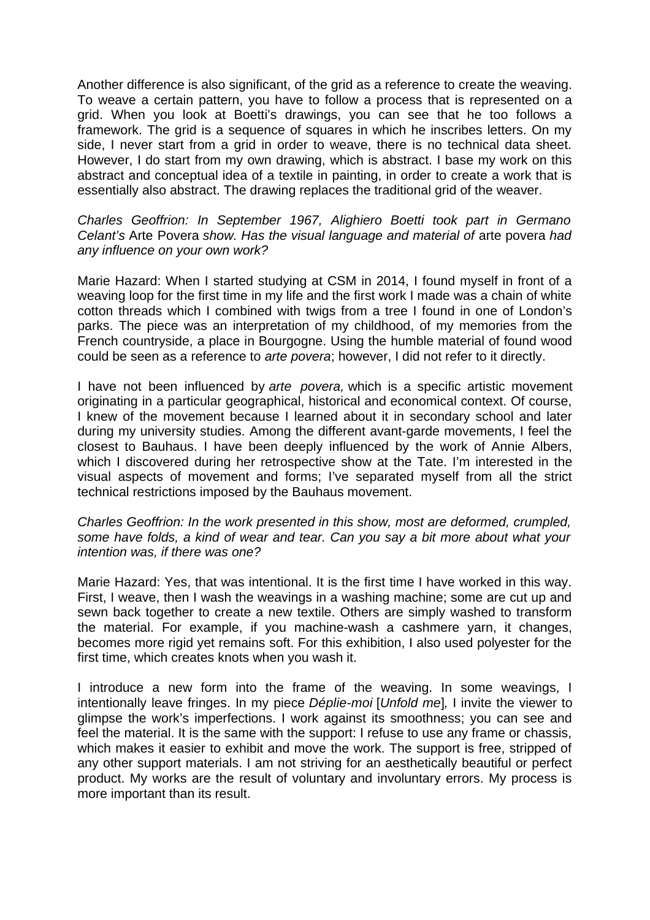Another difference is also significant, of the grid as a reference to create the weaving. To weave a certain pattern, you have to follow a process that is represented on a grid. When you look at Boetti's drawings, you can see that he too follows a framework. The grid is a sequence of squares in which he inscribes letters. On my side, I never start from a grid in order to weave, there is no technical data sheet. However, I do start from my own drawing, which is abstract. I base my work on this abstract and conceptual idea of a textile in painting, in order to create a work that is essentially also abstract. The drawing replaces the traditional grid of the weaver.

*Charles Geoffrion: In September 1967, Alighiero Boetti took part in Germano Celant's* Arte Povera *show. Has the visual language and material of* arte povera *had any influence on your own work?*

Marie Hazard: When I started studying at CSM in 2014, I found myself in front of a weaving loop for the first time in my life and the first work I made was a chain of white cotton threads which I combined with twigs from a tree I found in one of London's parks. The piece was an interpretation of my childhood, of my memories from the French countryside, a place in Bourgogne. Using the humble material of found wood could be seen as a reference to *arte povera*; however, I did not refer to it directly.

I have not been influenced by *arte povera,* which is a specific artistic movement originating in a particular geographical, historical and economical context. Of course, I knew of the movement because I learned about it in secondary school and later during my university studies. Among the different avant-garde movements, I feel the closest to Bauhaus. I have been deeply influenced by the work of Annie Albers, which I discovered during her retrospective show at the Tate. I'm interested in the visual aspects of movement and forms; I've separated myself from all the strict technical restrictions imposed by the Bauhaus movement.

*Charles Geoffrion: In the work presented in this show, most are deformed, crumpled, some have folds, a kind of wear and tear. Can you say a bit more about what your intention was, if there was one?*

Marie Hazard: Yes, that was intentional. It is the first time I have worked in this way. First, I weave, then I wash the weavings in a washing machine; some are cut up and sewn back together to create a new textile. Others are simply washed to transform the material. For example, if you machine-wash a cashmere yarn, it changes, becomes more rigid yet remains soft. For this exhibition, I also used polyester for the first time, which creates knots when you wash it.

I introduce a new form into the frame of the weaving. In some weavings, I intentionally leave fringes. In my piece *Déplie-moi* [*Unfold me*]*,* I invite the viewer to glimpse the work's imperfections. I work against its smoothness; you can see and feel the material. It is the same with the support: I refuse to use any frame or chassis, which makes it easier to exhibit and move the work. The support is free, stripped of any other support materials. I am not striving for an aesthetically beautiful or perfect product. My works are the result of voluntary and involuntary errors. My process is more important than its result.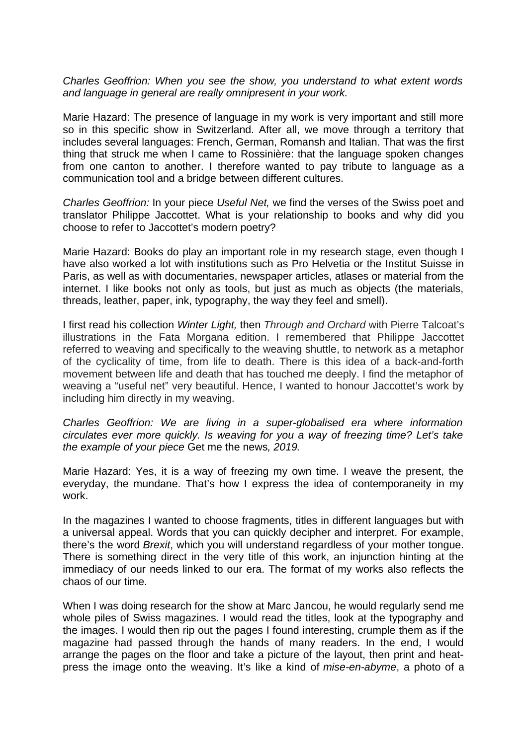*Charles Geoffrion: When you see the show, you understand to what extent words and language in general are really omnipresent in your work.*

Marie Hazard: The presence of language in my work is very important and still more so in this specific show in Switzerland. After all, we move through a territory that includes several languages: French, German, Romansh and Italian. That was the first thing that struck me when I came to Rossinière: that the language spoken changes from one canton to another. I therefore wanted to pay tribute to language as a communication tool and a bridge between different cultures.

*Charles Geoffrion:* In your piece *Useful Net,* we find the verses of the Swiss poet and translator Philippe Jaccottet. What is your relationship to books and why did you choose to refer to Jaccottet's modern poetry?

Marie Hazard: Books do play an important role in my research stage, even though I have also worked a lot with institutions such as Pro Helvetia or the Institut Suisse in Paris, as well as with documentaries, newspaper articles, atlases or material from the internet. I like books not only as tools, but just as much as objects (the materials, threads, leather, paper, ink, typography, the way they feel and smell).

I first read his collection *Winter Light,* then *Through and Orchard* with Pierre Talcoat's illustrations in the Fata Morgana edition. I remembered that Philippe Jaccottet referred to weaving and specifically to the weaving shuttle, to network as a metaphor of the cyclicality of time, from life to death. There is this idea of a back-and-forth movement between life and death that has touched me deeply. I find the metaphor of weaving a "useful net" very beautiful. Hence, I wanted to honour Jaccottet's work by including him directly in my weaving.

*Charles Geoffrion: We are living in a super-globalised era where information circulates ever more quickly. Is weaving for you a way of freezing time? Let's take the example of your piece* Get me the news*, 2019.*

Marie Hazard: Yes, it is a way of freezing my own time. I weave the present, the everyday, the mundane. That's how I express the idea of contemporaneity in my work.

In the magazines I wanted to choose fragments, titles in different languages but with a universal appeal. Words that you can quickly decipher and interpret. For example, there's the word *Brexit*, which you will understand regardless of your mother tongue. There is something direct in the very title of this work, an injunction hinting at the immediacy of our needs linked to our era. The format of my works also reflects the chaos of our time.

When I was doing research for the show at Marc Jancou, he would regularly send me whole piles of Swiss magazines. I would read the titles, look at the typography and the images. I would then rip out the pages I found interesting, crumple them as if the magazine had passed through the hands of many readers. In the end, I would arrange the pages on the floor and take a picture of the layout, then print and heat-press the image onto the weaving. It's like a kind of *mise-en-abyme*, a photo of a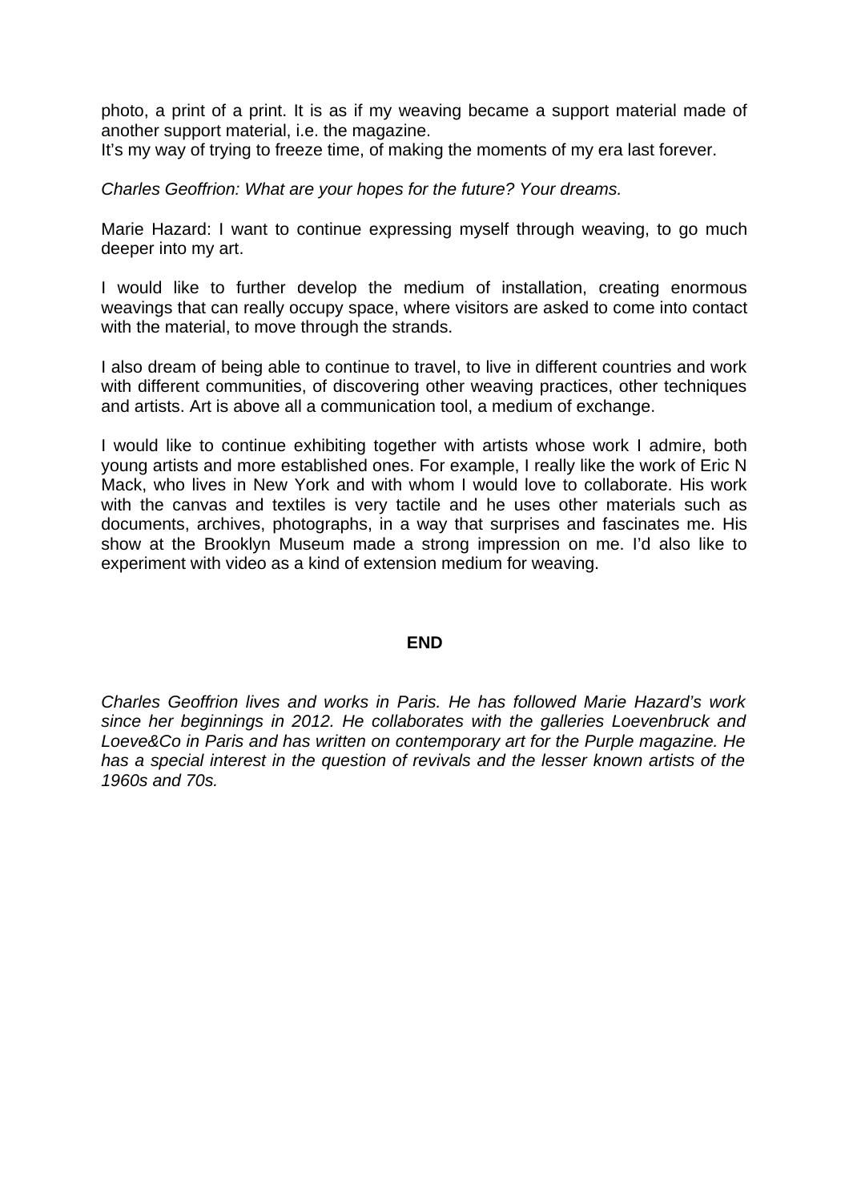photo, a print of a print. It is as if my weaving became a support material made of another support material, i.e. the magazine.
It's my way of trying to freeze time, of making the moments of my era last forever.

*Charles Geoffrion: What are your hopes for the future? Your dreams.*

Marie Hazard: I want to continue expressing myself through weaving, to go much deeper into my art.

I would like to further develop the medium of installation, creating enormous weavings that can really occupy space, where visitors are asked to come into contact with the material, to move through the strands.

I also dream of being able to continue to travel, to live in different countries and work with different communities, of discovering other weaving practices, other techniques and artists. Art is above all a communication tool, a medium of exchange.

I would like to continue exhibiting together with artists whose work I admire, both young artists and more established ones. For example, I really like the work of Eric N Mack, who lives in New York and with whom I would love to collaborate. His work with the canvas and textiles is very tactile and he uses other materials such as documents, archives, photographs, in a way that surprises and fascinates me. His show at the Brooklyn Museum made a strong impression on me. I'd also like to experiment with video as a kind of extension medium for weaving.

**END**

*Charles Geoffrion lives and works in Paris. He has followed Marie Hazard's work since her beginnings in 2012. He collaborates with the galleries Loevenbruck and Loeve&Co in Paris and has written on contemporary art for the Purple magazine. He has a special interest in the question of revivals and the lesser known artists of the 1960s and 70s.*